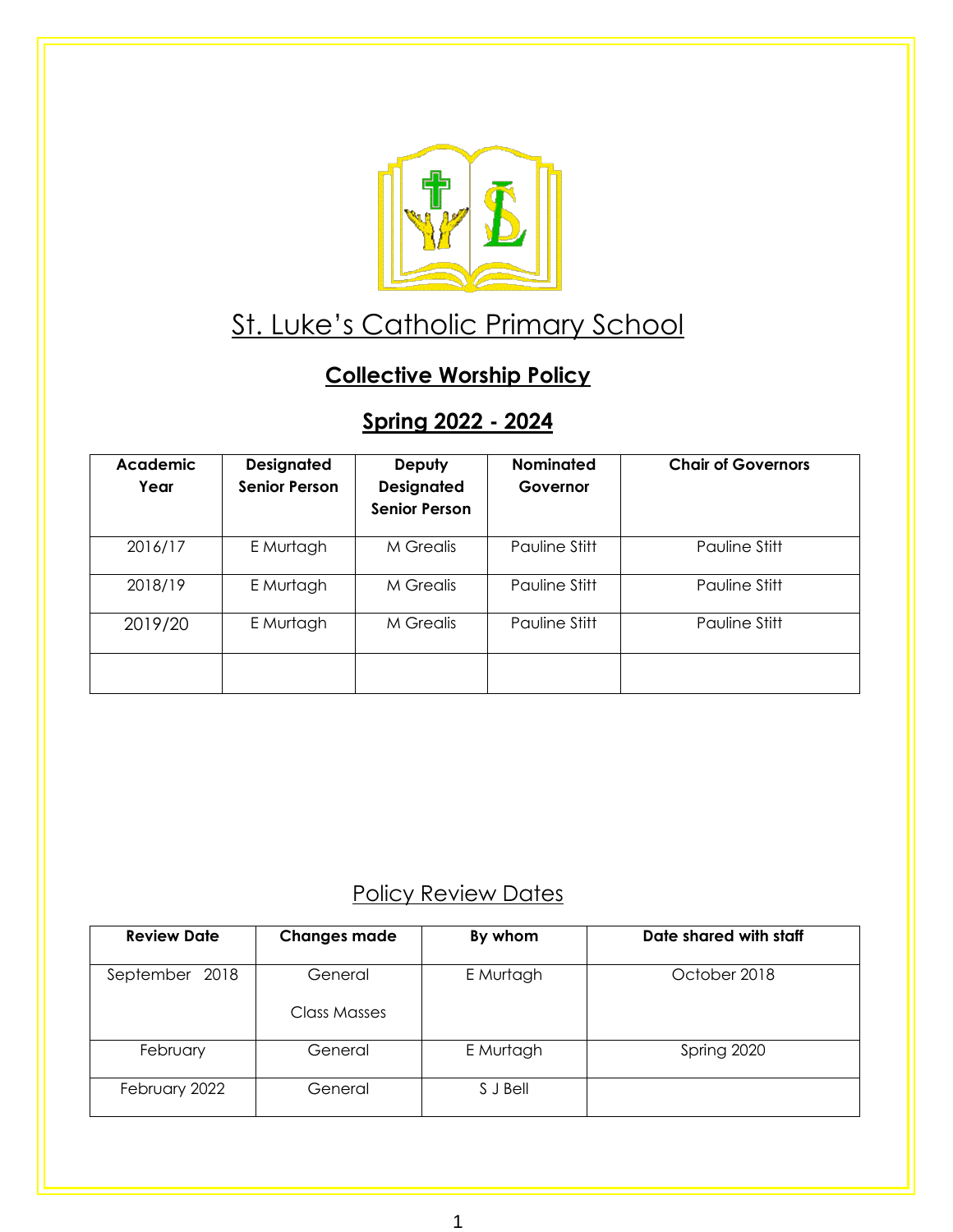# St. Luke's Catholic Primary School

## Collective Worship Policy

## Spring 2022 - 2024

| Academic Year | Designated Senior Person | Deputy Designated Senior Person | Nominated Governor | Chair of Governors |
|---|---|---|---|---|
| 2016/17 | E Murtagh | M Grealis | Pauline Stitt | Pauline Stitt |
| 2018/19 | E Murtagh | M Grealis | Pauline Stitt | Pauline Stitt |
| 2019/20 | E Murtagh | M Grealis | Pauline Stitt | Pauline Stitt |
| | | | | |

## Policy Review Dates

| Review Date | Changes made | By whom | Date shared with staff |
|---|---|---|---|
| September 2018 | General<br>Class Masses | E Murtagh | October 2018 |
| February | General | E Murtagh | Spring 2020 |
| February 2022 | General | S J Bell | |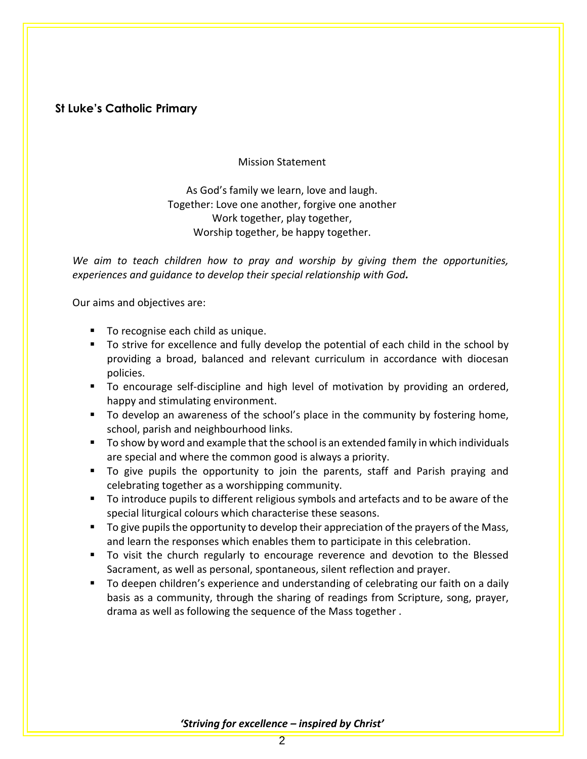## St Luke's Catholic Primary

Mission Statement

As God's family we learn, love and laugh.
Together: Love one another, forgive one another
Work together, play together,
Worship together, be happy together.

*We aim to teach children how to pray and worship by giving them the opportunities, experiences and guidance to develop their special relationship with God.*

Our aims and objectives are:

- To recognise each child as unique.
- To strive for excellence and fully develop the potential of each child in the school by providing a broad, balanced and relevant curriculum in accordance with diocesan policies.
- To encourage self-discipline and high level of motivation by providing an ordered, happy and stimulating environment.
- To develop an awareness of the school's place in the community by fostering home, school, parish and neighbourhood links.
- To show by word and example that the school is an extended family in which individuals are special and where the common good is always a priority.
- To give pupils the opportunity to join the parents, staff and Parish praying and celebrating together as a worshipping community.
- To introduce pupils to different religious symbols and artefacts and to be aware of the special liturgical colours which characterise these seasons.
- To give pupils the opportunity to develop their appreciation of the prayers of the Mass, and learn the responses which enables them to participate in this celebration.
- To visit the church regularly to encourage reverence and devotion to the Blessed Sacrament, as well as personal, spontaneous, silent reflection and prayer.
- To deepen children's experience and understanding of celebrating our faith on a daily basis as a community, through the sharing of readings from Scripture, song, prayer, drama as well as following the sequence of the Mass together .

***'Striving for excellence – inspired by Christ'***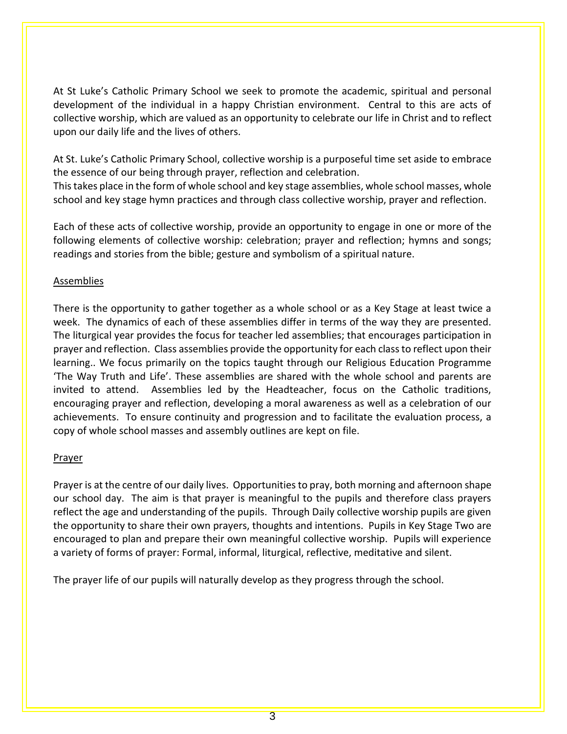At St Luke's Catholic Primary School we seek to promote the academic, spiritual and personal development of the individual in a happy Christian environment. Central to this are acts of collective worship, which are valued as an opportunity to celebrate our life in Christ and to reflect upon our daily life and the lives of others.

At St. Luke's Catholic Primary School, collective worship is a purposeful time set aside to embrace the essence of our being through prayer, reflection and celebration.
This takes place in the form of whole school and key stage assemblies, whole school masses, whole school and key stage hymn practices and through class collective worship, prayer and reflection.

Each of these acts of collective worship, provide an opportunity to engage in one or more of the following elements of collective worship: celebration; prayer and reflection; hymns and songs; readings and stories from the bible; gesture and symbolism of a spiritual nature.

## Assemblies

There is the opportunity to gather together as a whole school or as a Key Stage at least twice a week. The dynamics of each of these assemblies differ in terms of the way they are presented. The liturgical year provides the focus for teacher led assemblies; that encourages participation in prayer and reflection. Class assemblies provide the opportunity for each class to reflect upon their learning.. We focus primarily on the topics taught through our Religious Education Programme 'The Way Truth and Life'. These assemblies are shared with the whole school and parents are invited to attend. Assemblies led by the Headteacher, focus on the Catholic traditions, encouraging prayer and reflection, developing a moral awareness as well as a celebration of our achievements. To ensure continuity and progression and to facilitate the evaluation process, a copy of whole school masses and assembly outlines are kept on file.

## Prayer

Prayer is at the centre of our daily lives. Opportunities to pray, both morning and afternoon shape our school day. The aim is that prayer is meaningful to the pupils and therefore class prayers reflect the age and understanding of the pupils. Through Daily collective worship pupils are given the opportunity to share their own prayers, thoughts and intentions. Pupils in Key Stage Two are encouraged to plan and prepare their own meaningful collective worship. Pupils will experience a variety of forms of prayer: Formal, informal, liturgical, reflective, meditative and silent.

The prayer life of our pupils will naturally develop as they progress through the school.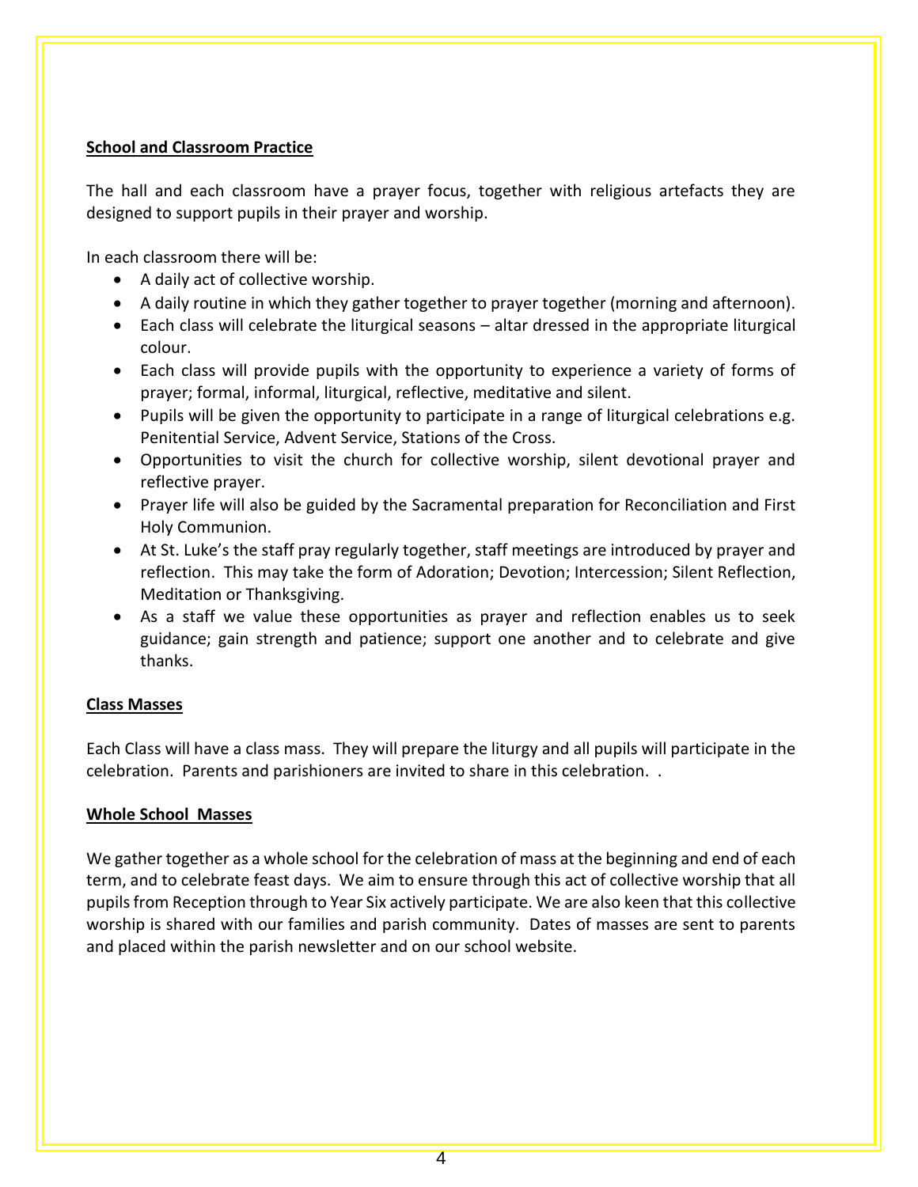**School and Classroom Practice**

The hall and each classroom have a prayer focus, together with religious artefacts they are designed to support pupils in their prayer and worship.

In each classroom there will be:

- A daily act of collective worship.
- A daily routine in which they gather together to prayer together (morning and afternoon).
- Each class will celebrate the liturgical seasons – altar dressed in the appropriate liturgical colour.
- Each class will provide pupils with the opportunity to experience a variety of forms of prayer; formal, informal, liturgical, reflective, meditative and silent.
- Pupils will be given the opportunity to participate in a range of liturgical celebrations e.g. Penitential Service, Advent Service, Stations of the Cross.
- Opportunities to visit the church for collective worship, silent devotional prayer and reflective prayer.
- Prayer life will also be guided by the Sacramental preparation for Reconciliation and First Holy Communion.
- At St. Luke's the staff pray regularly together, staff meetings are introduced by prayer and reflection. This may take the form of Adoration; Devotion; Intercession; Silent Reflection, Meditation or Thanksgiving.
- As a staff we value these opportunities as prayer and reflection enables us to seek guidance; gain strength and patience; support one another and to celebrate and give thanks.

**Class Masses**

Each Class will have a class mass. They will prepare the liturgy and all pupils will participate in the celebration. Parents and parishioners are invited to share in this celebration. .

**Whole School Masses**

We gather together as a whole school for the celebration of mass at the beginning and end of each term, and to celebrate feast days. We aim to ensure through this act of collective worship that all pupils from Reception through to Year Six actively participate. We are also keen that this collective worship is shared with our families and parish community. Dates of masses are sent to parents and placed within the parish newsletter and on our school website.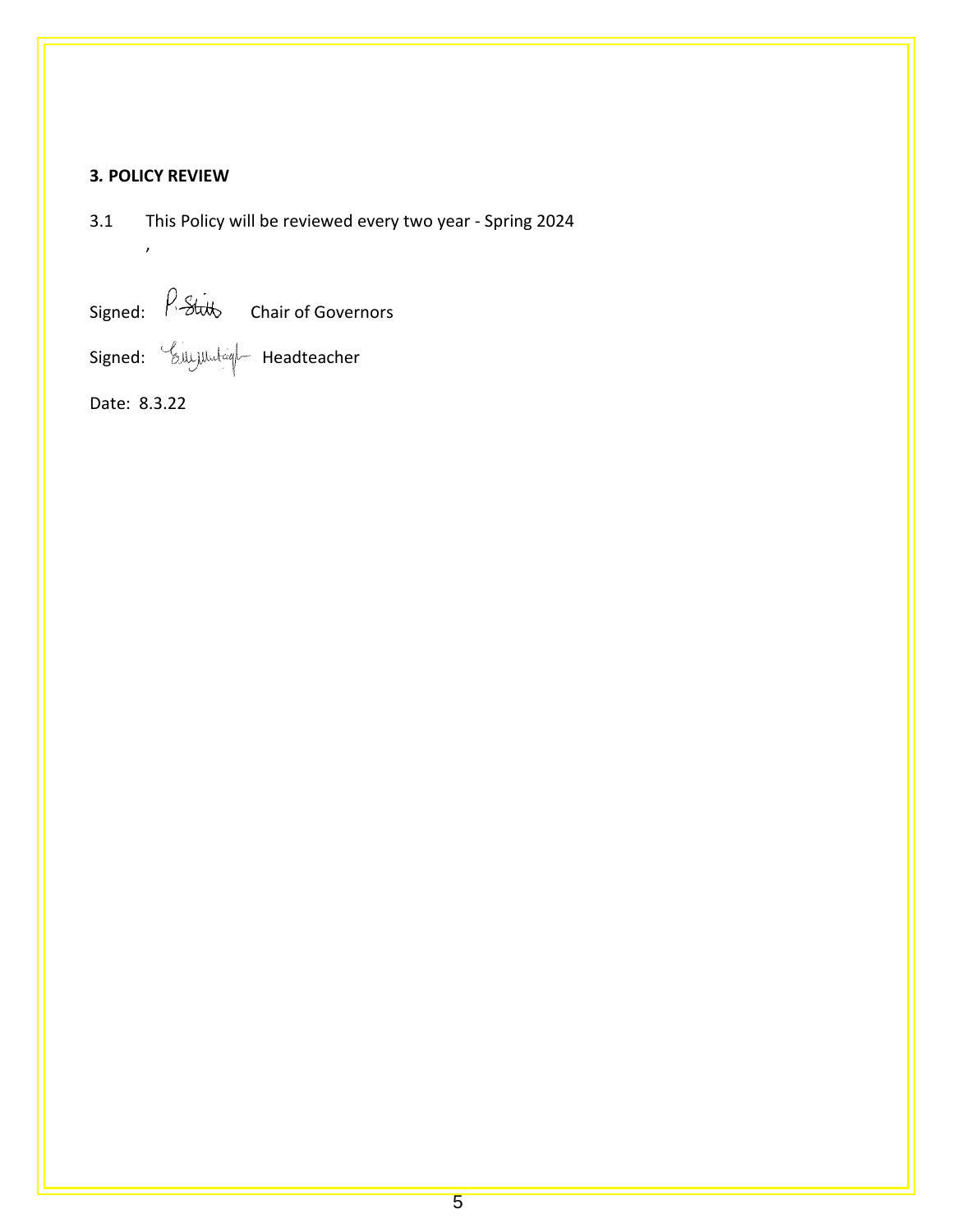**3. POLICY REVIEW**

3.1 This Policy will be reviewed every two year - Spring 2024

,

Signed: P. Stitt Chair of Governors

Signed: Headteacher

Date: 8.3.22